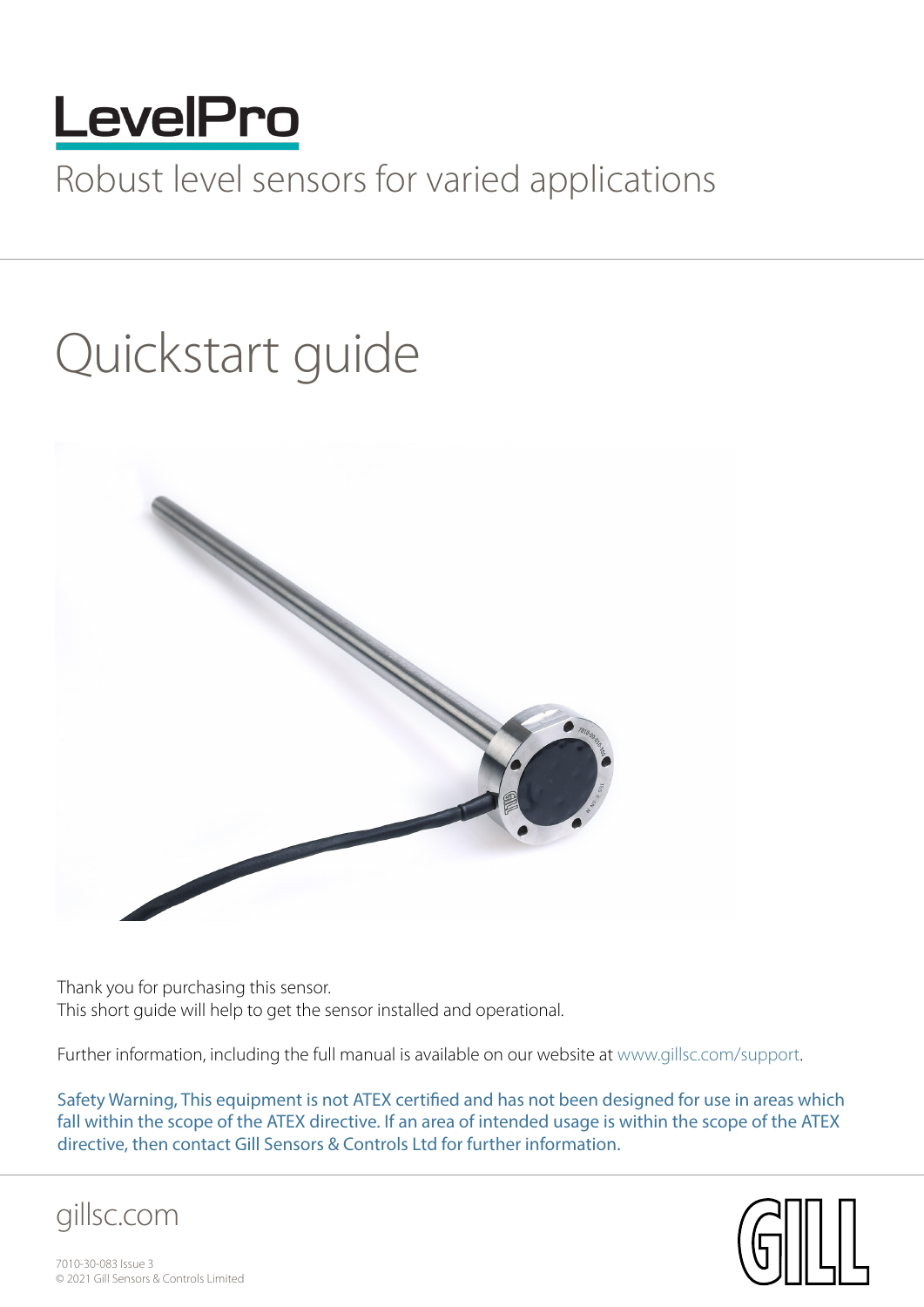# LevelPro

Robust level sensors for varied applications

## Quickstart guide

Thank you for purchasing this sensor.
This short guide will help to get the sensor installed and operational.

Further information, including the full manual is available on our website at www.gillsc.com/support.

Safety Warning, This equipment is not ATEX certified and has not been designed for use in areas which fall within the scope of the ATEX directive. If an area of intended usage is within the scope of the ATEX directive, then contact Gill Sensors & Controls Ltd for further information.

gillsc.com

7010-30-083 Issue 3
© 2021 Gill Sensors & Controls Limited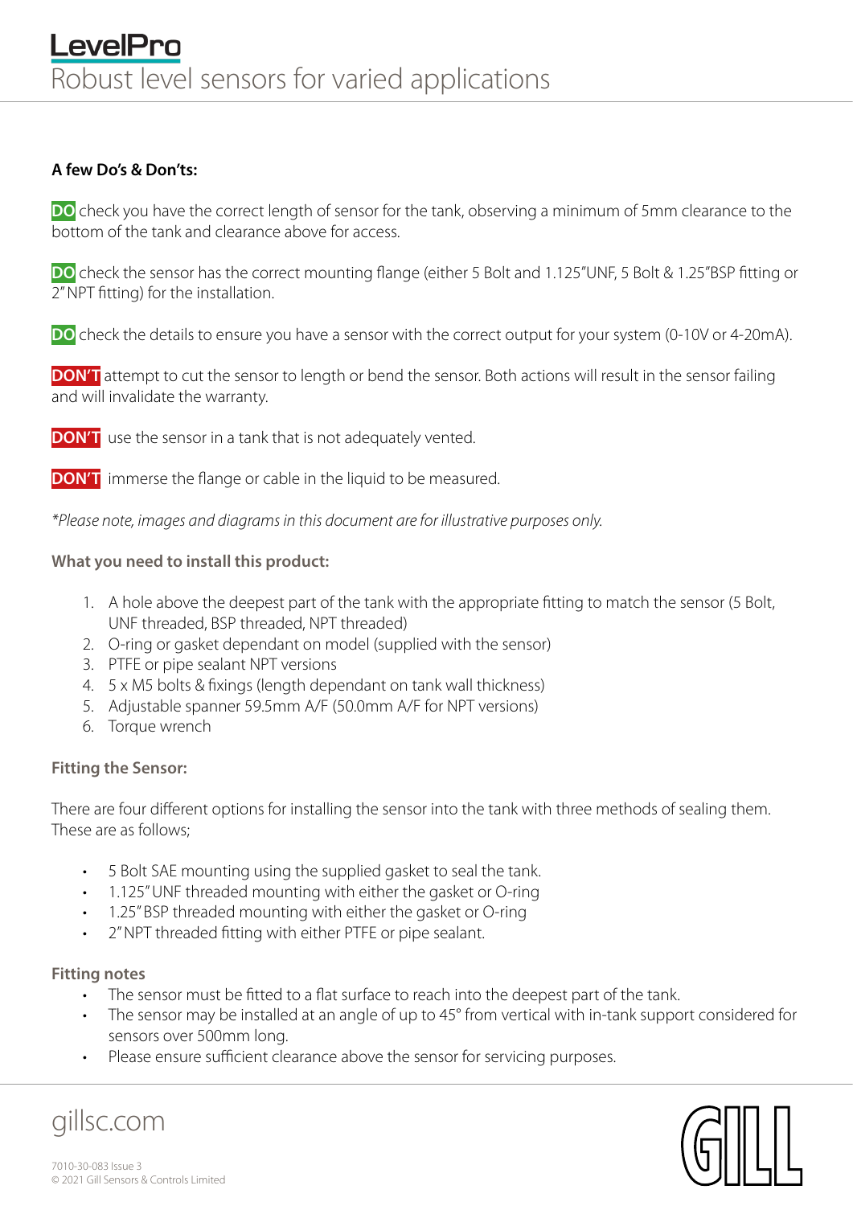**A few Do's & Don'ts:**

**DO** check you have the correct length of sensor for the tank, observing a minimum of 5mm clearance to the bottom of the tank and clearance above for access.

**DO** check the sensor has the correct mounting flange (either 5 Bolt and 1.125"UNF, 5 Bolt & 1.25"BSP fitting or 2" NPT fitting) for the installation.

**DO** check the details to ensure you have a sensor with the correct output for your system (0-10V or 4-20mA).

**DON'T** attempt to cut the sensor to length or bend the sensor. Both actions will result in the sensor failing and will invalidate the warranty.

**DON'T** use the sensor in a tank that is not adequately vented.

**DON'T** immerse the flange or cable in the liquid to be measured.

*\*Please note, images and diagrams in this document are for illustrative purposes only.*

**What you need to install this product:**

1. A hole above the deepest part of the tank with the appropriate fitting to match the sensor (5 Bolt, UNF threaded, BSP threaded, NPT threaded)
2. O-ring or gasket dependant on model (supplied with the sensor)
3. PTFE or pipe sealant NPT versions
4. 5 x M5 bolts & fixings (length dependant on tank wall thickness)
5. Adjustable spanner 59.5mm A/F (50.0mm A/F for NPT versions)
6. Torque wrench

**Fitting the Sensor:**

There are four different options for installing the sensor into the tank with three methods of sealing them. These are as follows;

- 5 Bolt SAE mounting using the supplied gasket to seal the tank.
- 1.125" UNF threaded mounting with either the gasket or O-ring
- 1.25" BSP threaded mounting with either the gasket or O-ring
- 2" NPT threaded fitting with either PTFE or pipe sealant.

**Fitting notes**

- The sensor must be fitted to a flat surface to reach into the deepest part of the tank.
- The sensor may be installed at an angle of up to 45° from vertical with in-tank support considered for sensors over 500mm long.
- Please ensure sufficient clearance above the sensor for servicing purposes.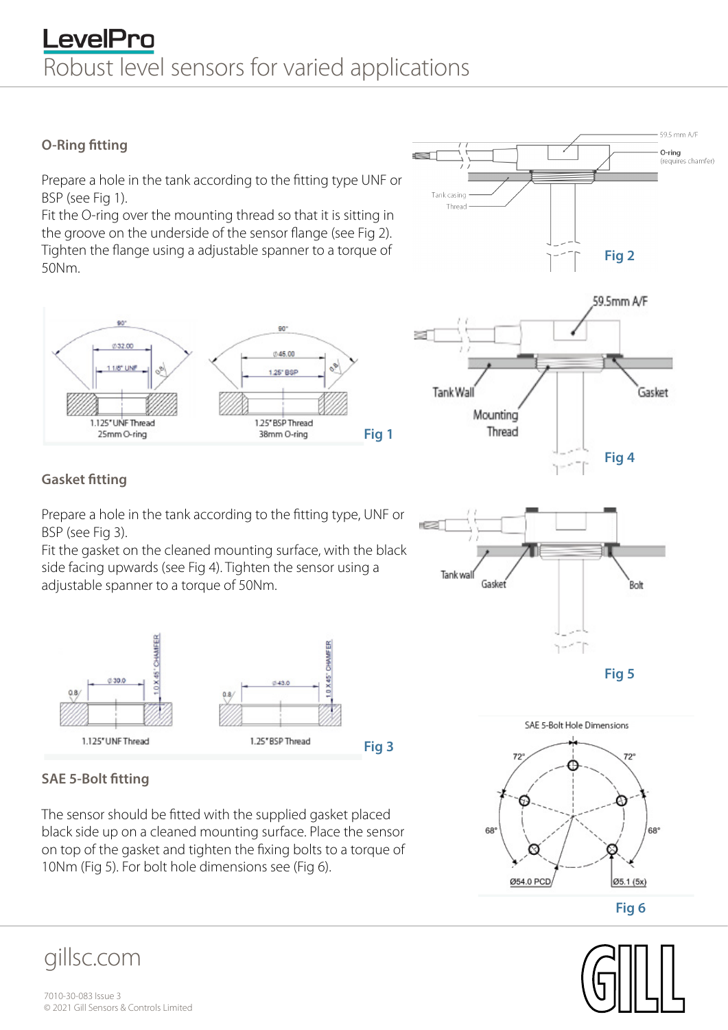## O-Ring fitting

Prepare a hole in the tank according to the fitting type UNF or BSP (see Fig 1).
Fit the O-ring over the mounting thread so that it is sitting in the groove on the underside of the sensor flange (see Fig 2).
Tighten the flange using a adjustable spanner to a torque of 50Nm.

59.5 mm A/F

O-ring (requires chamfer)

Tank casing

Thread

Fig 2

90°

Ø32.00

1 1/8" UNF

0.8

1.125" UNF Thread
25mm O-ring

90°

Ø45.00

1.25" BSP

0.8

1.25" BSP Thread
38mm O-ring

Fig 1

59.5mm A/F

Tank Wall

Mounting Thread

Gasket

Fig 4

## Gasket fitting

Prepare a hole in the tank according to the fitting type, UNF or BSP (see Fig 3).
Fit the gasket on the cleaned mounting surface, with the black side facing upwards (see Fig 4). Tighten the sensor using a adjustable spanner to a torque of 50Nm.

Tank wall

Gasket

Bolt

Fig 5

0.8

Ø30.0

1.0 X 45° CHAMFER

1.125" UNF Thread

0.8

Ø43.0

1.0 X 45° CHAMFER

1.25" BSP Thread

Fig 3

## SAE 5-Bolt fitting

The sensor should be fitted with the supplied gasket placed black side up on a cleaned mounting surface. Place the sensor on top of the gasket and tighten the fixing bolts to a torque of 10Nm (Fig 5). For bolt hole dimensions see (Fig 6).

SAE 5-Bolt Hole Dimensions

72°

72°

68°

68°

Ø54.0 PCD

Ø5.1 (5x)

Fig 6

gillsc.com

7010-30-083 Issue 3
© 2021 Gill Sensors & Controls Limited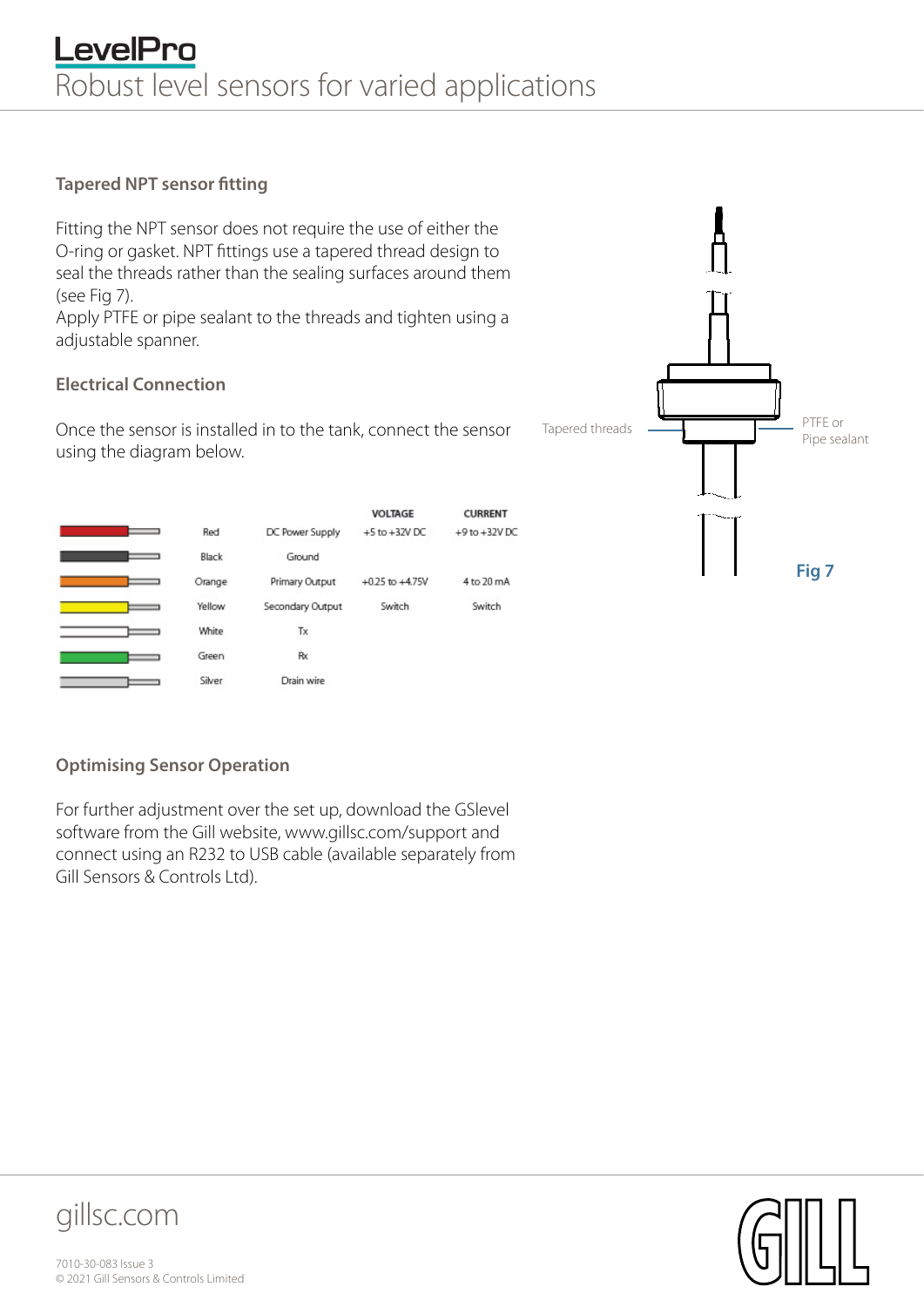## Tapered NPT sensor fitting

Fitting the NPT sensor does not require the use of either the O-ring or gasket. NPT fittings use a tapered thread design to seal the threads rather than the sealing surfaces around them (see Fig 7).
Apply PTFE or pipe sealant to the threads and tighten using a adjustable spanner.

Tapered threads

PTFE or Pipe sealant

Fig 7

## Electrical Connection

Once the sensor is installed in to the tank, connect the sensor using the diagram below.

| | | VOLTAGE | CURRENT |
|---|---|---|---|
| Red | DC Power Supply | +5 to +32V DC | +9 to +32V DC |
| Black | Ground | | |
| Orange | Primary Output | +0.25 to +4.75V | 4 to 20 mA |
| Yellow | Secondary Output | Switch | Switch |
| White | Tx | | |
| Green | Rx | | |
| Silver | Drain wire | | |

## Optimising Sensor Operation

For further adjustment over the set up, download the GSlevel software from the Gill website, www.gillsc.com/support and connect using an R232 to USB cable (available separately from Gill Sensors & Controls Ltd).

7010-30-083 Issue 3
© 2021 Gill Sensors & Controls Limited